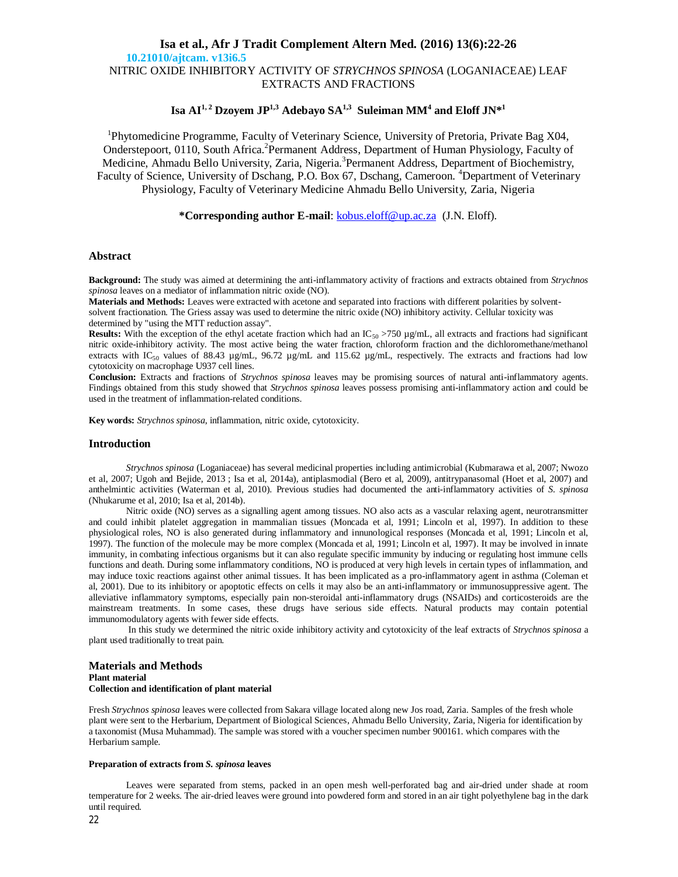10.21010/ajtcam. v13i6.5

# NITRIC OXIDE INHIBITORY ACTIVITY OF *STRYCHNOS SPINOSA* (LOGANIACEAE) LEAF EXTRACTS AND FRACTIONS

**Isa AI[1,2] Dzoyem JP[1,3] Adebayo SA[1,3] Suleiman MM[4] and Eloff JN*[1]**

[1]Phytomedicine Programme, Faculty of Veterinary Science, University of Pretoria, Private Bag X04, Onderstepoort, 0110, South Africa.[2]Permanent Address, Department of Human Physiology, Faculty of Medicine, Ahmadu Bello University, Zaria, Nigeria.[3]Permanent Address, Department of Biochemistry, Faculty of Science, University of Dschang, P.O. Box 67, Dschang, Cameroon. [4]Department of Veterinary Physiology, Faculty of Veterinary Medicine Ahmadu Bello University, Zaria, Nigeria

**\*Corresponding author E-mail**: kobus.eloff@up.ac.za (J.N. Eloff).

## Abstract

**Background:** The study was aimed at determining the anti-inflammatory activity of fractions and extracts obtained from *Strychnos spinosa* leaves on a mediator of inflammation nitric oxide (NO).

**Materials and Methods:** Leaves were extracted with acetone and separated into fractions with different polarities by solvent-solvent fractionation. The Griess assay was used to determine the nitric oxide (NO) inhibitory activity. Cellular toxicity was determined by "using the MTT reduction assay".

**Results:** With the exception of the ethyl acetate fraction which had an $IC_{50}$ >750 µg/mL, all extracts and fractions had significant nitric oxide-inhibitory activity. The most active being the water fraction, chloroform fraction and the dichloromethane/methanol extracts with $IC_{50}$ values of 88.43 µg/mL, 96.72 µg/mL and 115.62 µg/mL, respectively. The extracts and fractions had low cytotoxicity on macrophage U937 cell lines.

**Conclusion:** Extracts and fractions of *Strychnos spinosa* leaves may be promising sources of natural anti-inflammatory agents. Findings obtained from this study showed that *Strychnos spinosa* leaves possess promising anti-inflammatory action and could be used in the treatment of inflammation-related conditions.

**Key words:** *Strychnos spinosa*, inflammation, nitric oxide, cytotoxicity.

## Introduction

*Strychnos spinosa* (Loganiaceae) has several medicinal properties including antimicrobial (Kubmarawa et al, 2007; Nwozo et al, 2007; Ugoh and Bejide, 2013 ; Isa et al, 2014a), antiplasmodial (Bero et al, 2009), antitrypanasomal (Hoet et al, 2007) and anthelmintic activities (Waterman et al, 2010). Previous studies had documented the anti-inflammatory activities of *S. spinosa* (Nhukarume et al, 2010; Isa et al, 2014b).

Nitric oxide (NO) serves as a signalling agent among tissues. NO also acts as a vascular relaxing agent, neurotransmitter and could inhibit platelet aggregation in mammalian tissues (Moncada et al, 1991; Lincoln et al, 1997). In addition to these physiological roles, NO is also generated during inflammatory and innunological responses (Moncada et al, 1991; Lincoln et al, 1997). The function of the molecule may be more complex (Moncada et al, 1991; Lincoln et al, 1997). It may be involved in innate immunity, in combating infectious organisms but it can also regulate specific immunity by inducing or regulating host immune cells functions and death. During some inflammatory conditions, NO is produced at very high levels in certain types of inflammation, and may induce toxic reactions against other animal tissues. It has been implicated as a pro-inflammatory agent in asthma (Coleman et al, 2001). Due to its inhibitory or apoptotic effects on cells it may also be an anti-inflammatory or immunosuppressive agent. The alleviative inflammatory symptoms, especially pain non-steroidal anti-inflammatory drugs (NSAIDs) and corticosteroids are the mainstream treatments. In some cases, these drugs have serious side effects. Natural products may contain potential immunomodulatory agents with fewer side effects.

In this study we determined the nitric oxide inhibitory activity and cytotoxicity of the leaf extracts of *Strychnos spinosa* a plant used traditionally to treat pain.

## Materials and Methods

### Plant material

#### Collection and identification of plant material

Fresh *Strychnos spinosa* leaves were collected from Sakara village located along new Jos road, Zaria. Samples of the fresh whole plant were sent to the Herbarium, Department of Biological Sciences, Ahmadu Bello University, Zaria, Nigeria for identification by a taxonomist (Musa Muhammad). The sample was stored with a voucher specimen number 900161. which compares with the Herbarium sample.

#### Preparation of extracts from *S. spinosa* leaves

Leaves were separated from stems, packed in an open mesh well-perforated bag and air-dried under shade at room temperature for 2 weeks. The air-dried leaves were ground into powdered form and stored in an air tight polyethylene bag in the dark until required.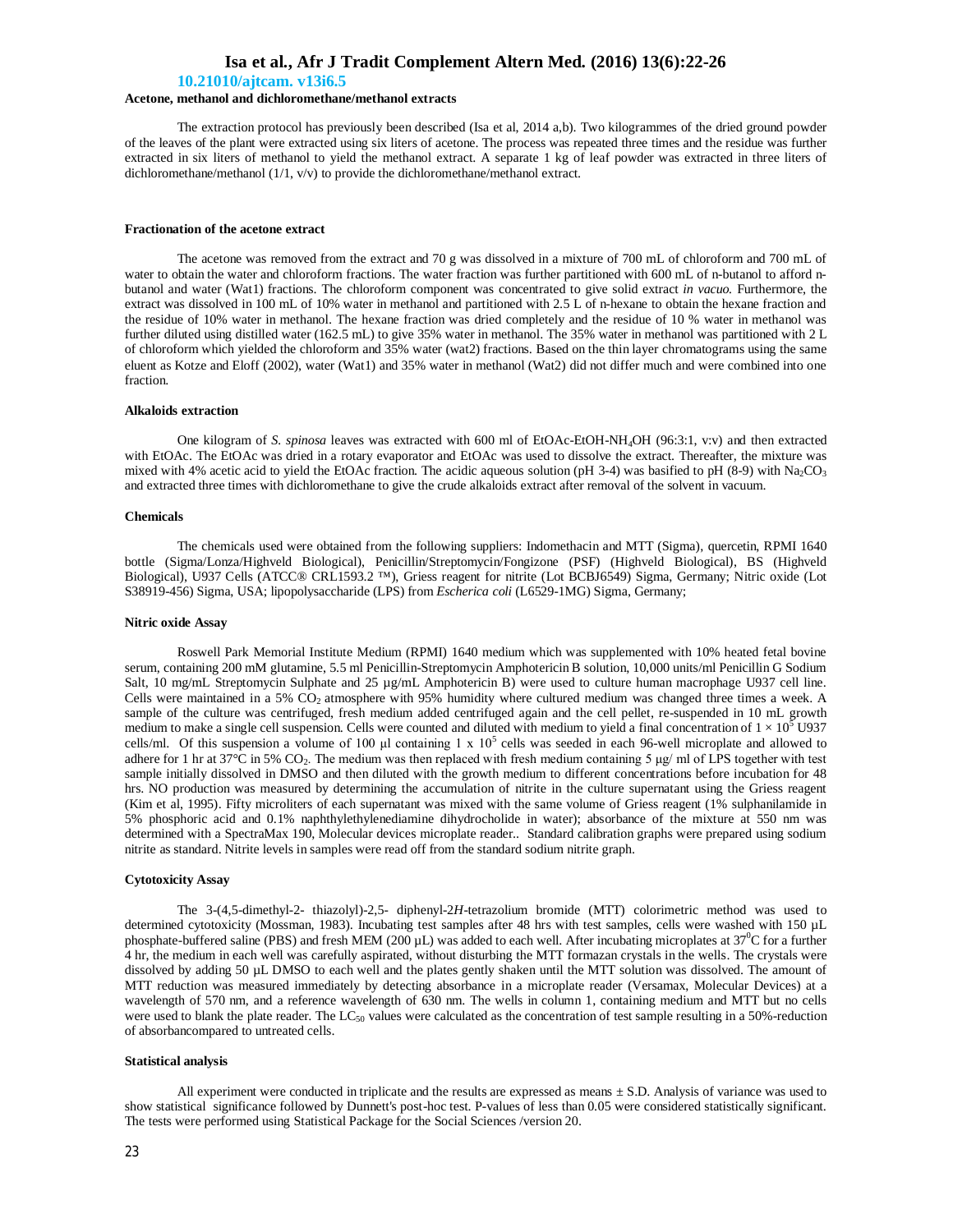### Acetone, methanol and dichloromethane/methanol extracts

The extraction protocol has previously been described (Isa et al, 2014 a,b). Two kilogrammes of the dried ground powder of the leaves of the plant were extracted using six liters of acetone. The process was repeated three times and the residue was further extracted in six liters of methanol to yield the methanol extract. A separate 1 kg of leaf powder was extracted in three liters of dichloromethane/methanol (1/1, v/v) to provide the dichloromethane/methanol extract.

### Fractionation of the acetone extract

The acetone was removed from the extract and 70 g was dissolved in a mixture of 700 mL of chloroform and 700 mL of water to obtain the water and chloroform fractions. The water fraction was further partitioned with 600 mL of n-butanol to afford n-butanol and water (Wat1) fractions. The chloroform component was concentrated to give solid extract *in vacuo.* Furthermore, the extract was dissolved in 100 mL of 10% water in methanol and partitioned with 2.5 L of n-hexane to obtain the hexane fraction and the residue of 10% water in methanol. The hexane fraction was dried completely and the residue of 10 % water in methanol was further diluted using distilled water (162.5 mL) to give 35% water in methanol. The 35% water in methanol was partitioned with 2 L of chloroform which yielded the chloroform and 35% water (wat2) fractions. Based on the thin layer chromatograms using the same eluent as Kotze and Eloff (2002), water (Wat1) and 35% water in methanol (Wat2) did not differ much and were combined into one fraction.

### Alkaloids extraction

One kilogram of *S. spinosa* leaves was extracted with 600 ml of EtOAc-EtOH-$NH_4OH$ (96:3:1, v:v) and then extracted with EtOAc. The EtOAc was dried in a rotary evaporator and EtOAc was used to dissolve the extract. Thereafter, the mixture was mixed with 4% acetic acid to yield the EtOAc fraction. The acidic aqueous solution (pH 3-4) was basified to pH (8-9) with $Na_2CO_3$ and extracted three times with dichloromethane to give the crude alkaloids extract after removal of the solvent in vacuum.

### Chemicals

The chemicals used were obtained from the following suppliers: Indomethacin and MTT (Sigma), quercetin, RPMI 1640 bottle (Sigma/Lonza/Highveld Biological), Penicillin/Streptomycin/Fongizone (PSF) (Highveld Biological), BS (Highveld Biological), U937 Cells (ATCC® CRL1593.2 ™), Griess reagent for nitrite (Lot BCBJ6549) Sigma, Germany; Nitric oxide (Lot S38919-456) Sigma, USA; lipopolysaccharide (LPS) from *Escherica coli* (L6529-1MG) Sigma, Germany;

### Nitric oxide Assay

Roswell Park Memorial Institute Medium (RPMI) 1640 medium which was supplemented with 10% heated fetal bovine serum, containing 200 mM glutamine, 5.5 ml Penicillin-Streptomycin Amphotericin B solution, 10,000 units/ml Penicillin G Sodium Salt, 10 mg/mL Streptomycin Sulphate and 25 µg/mL Amphotericin B) were used to culture human macrophage U937 cell line. Cells were maintained in a 5% $CO_2$ atmosphere with 95% humidity where cultured medium was changed three times a week. A sample of the culture was centrifuged, fresh medium added centrifuged again and the cell pellet, re-suspended in 10 mL growth medium to make a single cell suspension. Cells were counted and diluted with medium to yield a final concentration of $1 \times 10^5$ U937 cells/ml. Of this suspension a volume of 100 µl containing $1 \times 10^5$ cells was seeded in each 96-well microplate and allowed to adhere for 1 hr at 37°C in 5% $CO_2$. The medium was then replaced with fresh medium containing 5 µg/ ml of LPS together with test sample initially dissolved in DMSO and then diluted with the growth medium to different concentrations before incubation for 48 hrs. NO production was measured by determining the accumulation of nitrite in the culture supernatant using the Griess reagent (Kim et al, 1995). Fifty microliters of each supernatant was mixed with the same volume of Griess reagent (1% sulphanilamide in 5% phosphoric acid and 0.1% naphthylethylenediamine dihydrocholide in water); absorbance of the mixture at 550 nm was determined with a SpectraMax 190, Molecular devices microplate reader.. Standard calibration graphs were prepared using sodium nitrite as standard. Nitrite levels in samples were read off from the standard sodium nitrite graph.

### Cytotoxicity Assay

The 3-(4,5-dimethyl-2- thiazolyl)-2,5- diphenyl-2*H*-tetrazolium bromide (MTT) colorimetric method was used to determined cytotoxicity (Mossman, 1983). Incubating test samples after 48 hrs with test samples, cells were washed with 150 µL phosphate-buffered saline (PBS) and fresh MEM (200 µL) was added to each well. After incubating microplates at $37^0$C for a further 4 hr, the medium in each well was carefully aspirated, without disturbing the MTT formazan crystals in the wells. The crystals were dissolved by adding 50 µL DMSO to each well and the plates gently shaken until the MTT solution was dissolved. The amount of MTT reduction was measured immediately by detecting absorbance in a microplate reader (Versamax, Molecular Devices) at a wavelength of 570 nm, and a reference wavelength of 630 nm. The wells in column 1, containing medium and MTT but no cells were used to blank the plate reader. The $LC_{50}$ values were calculated as the concentration of test sample resulting in a 50%-reduction of absorbancompared to untreated cells.

### Statistical analysis

All experiment were conducted in triplicate and the results are expressed as means ± S.D. Analysis of variance was used to show statistical significance followed by Dunnett's post-hoc test. P-values of less than 0.05 were considered statistically significant. The tests were performed using Statistical Package for the Social Sciences /version 20.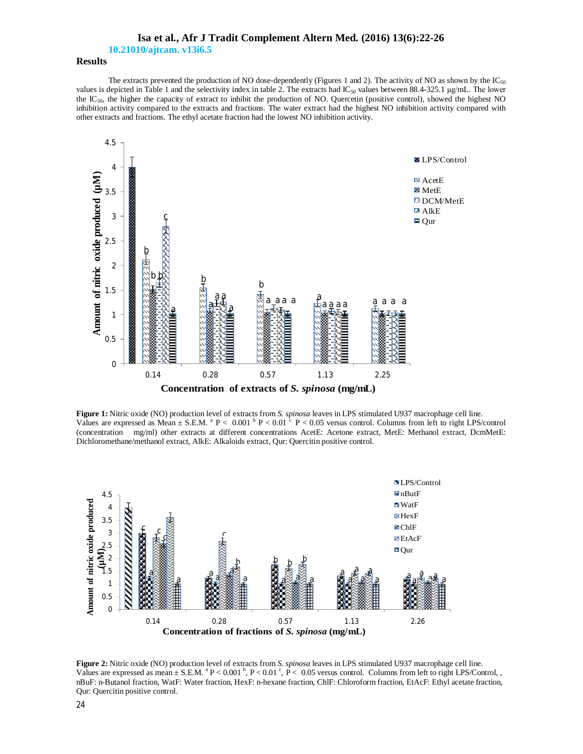## Results

The extracts prevented the production of NO dose-dependently (Figures 1 and 2). The activity of NO as shown by the $IC_{50}$ values is depicted in Table 1 and the selectivity index in table 2. The extracts had $IC_{50}$ values between 88.4-325.1 μg/mL. The lower the $IC_{50}$, the higher the capacity of extract to inhibit the production of NO. Quercetin (positive control), showed the highest NO inhibition activity compared to the extracts and fractions. The water extract had the highest NO inhibition activity compared with other extracts and fractions. The ethyl acetate fraction had the lowest NO inhibition activity.

**Figure 1:** Nitric oxide (NO) production level of extracts from *S. spinosa* leaves in LPS stimulated U937 macrophage cell line. Values are expressed as Mean ± S.E.M. [a] $P < 0.001$ [b] $P < 0.01$ [c] $P < 0.05$ versus control. Columns from left to right LPS/control (concentration mg/ml) other extracts at different concentrations AcetE: Acetone extract, MetE: Methanol extract, DcmMetE: Dichloromethane/methanol extract, AlkE: Alkaloids extract, Qur: Quercitin positive control.

**Figure 2:** Nitric oxide (NO) production level of extracts from *S. spinosa* leaves in LPS stimulated U937 macrophage cell line. Values are expressed as mean ± S.E.M. [a] $P < 0.001$ [b], $P < 0.01$ [c], $P < 0.05$ versus control. Columns from left to right LPS/Control, , nBuF: n-Butanol fraction, WatF: Water fraction, HexF: n-hexane fraction, ChlF: Chloroform fraction, EtAcF: Ethyl acetate fraction, Qur: Quercitin positive control.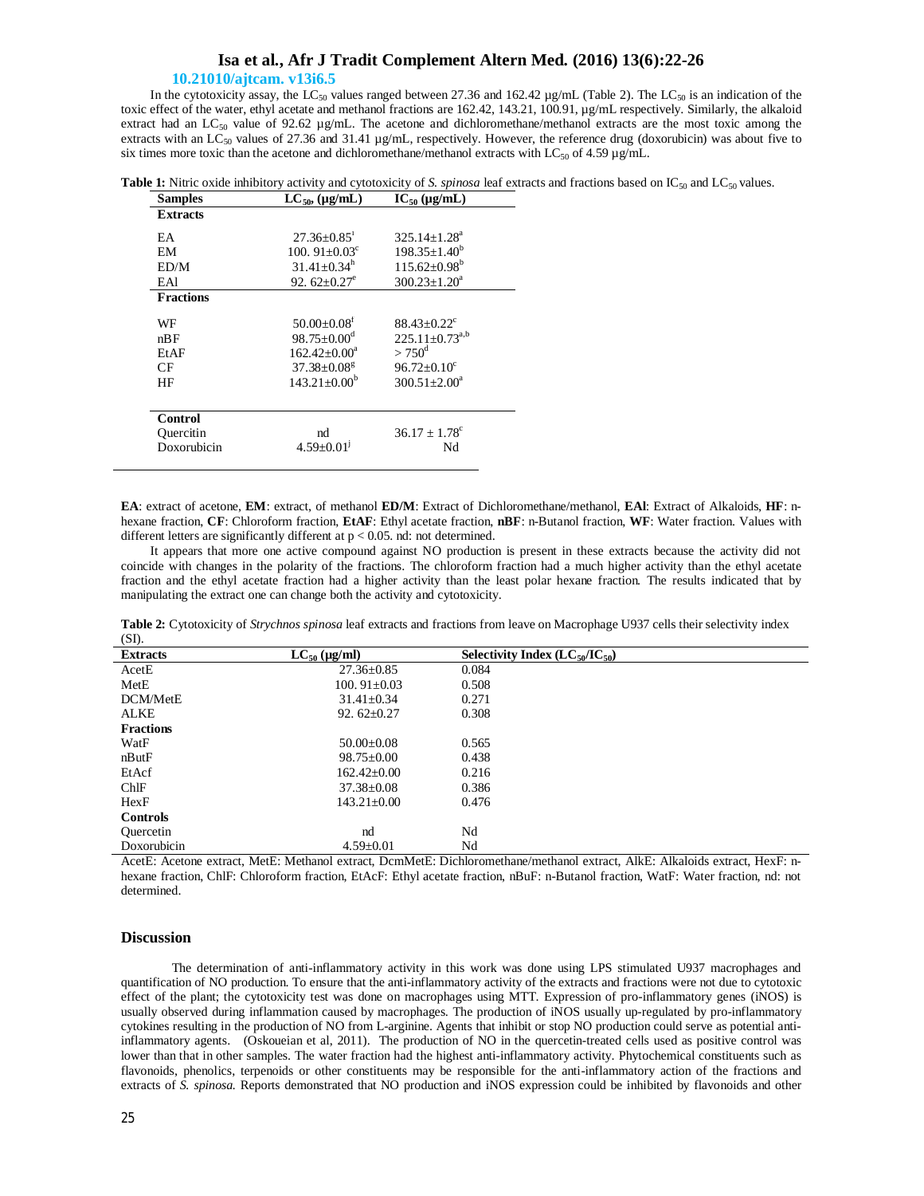In the cytotoxicity assay, the $LC_{50}$ values ranged between 27.36 and 162.42 µg/mL (Table 2). The $LC_{50}$ is an indication of the toxic effect of the water, ethyl acetate and methanol fractions are 162.42, 143.21, 100.91, µg/mL respectively. Similarly, the alkaloid extract had an $LC_{50}$ value of 92.62 µg/mL. The acetone and dichloromethane/methanol extracts are the most toxic among the extracts with an $LC_{50}$ values of 27.36 and 31.41 µg/mL, respectively. However, the reference drug (doxorubicin) was about five to six times more toxic than the acetone and dichloromethane/methanol extracts with $LC_{50}$ of 4.59 µg/mL.

**Table 1:** Nitric oxide inhibitory activity and cytotoxicity of *S. spinosa* leaf extracts and fractions based on $IC_{50}$ and $LC_{50}$ values.

| Samples | $LC_{50}$, (µg/mL) | $IC_{50}$ (µg/mL) |
|---|---|---|
| **Extracts** | | |
| EA | $27.36 \pm 0.85^{i}$ | $325.14 \pm 1.28^{a}$ |
| EM | $100.91 \pm 0.03^{c}$ | $198.35 \pm 1.40^{b}$ |
| ED/M | $31.41 \pm 0.34^{h}$ | $115.62 \pm 0.98^{b}$ |
| EAl | $92.62 \pm 0.27^{e}$ | $300.23 \pm 1.20^{a}$ |
| **Fractions** | | |
| WF | $50.00 \pm 0.08^{f}$ | $88.43 \pm 0.22^{c}$ |
| nBF | $98.75 \pm 0.00^{d}$ | $225.11 \pm 0.73^{a,b}$ |
| EtAF | $162.42 \pm 0.00^{a}$ | $> 750^{d}$ |
| CF | $37.38 \pm 0.08^{g}$ | $96.72 \pm 0.10^{c}$ |
| HF | $143.21 \pm 0.00^{b}$ | $300.51 \pm 2.00^{a}$ |
| **Control** | | |
| Quercitin | nd | $36.17 \pm 1.78^{c}$ |
| Doxorubicin | $4.59 \pm 0.01^{j}$ | Nd |

**EA**: extract of acetone, **EM**: extract, of methanol **ED/M**: Extract of Dichloromethane/methanol, **EAl**: Extract of Alkaloids, **HF**: n-hexane fraction, **CF**: Chloroform fraction, **EtAF**: Ethyl acetate fraction, **nBF**: n-Butanol fraction, **WF**: Water fraction. Values with different letters are significantly different at $p < 0.05$. nd: not determined.

It appears that more one active compound against NO production is present in these extracts because the activity did not coincide with changes in the polarity of the fractions. The chloroform fraction had a much higher activity than the ethyl acetate fraction and the ethyl acetate fraction had a higher activity than the least polar hexane fraction. The results indicated that by manipulating the extract one can change both the activity and cytotoxicity.

**Table 2:** Cytotoxicity of *Strychnos spinosa* leaf extracts and fractions from leave on Macrophage U937 cells their selectivity index (SI).

| Extracts | $LC_{50}$ (µg/ml) | Selectivity Index ($LC_{50}/IC_{50}$) |
|---|---|---|
| AcetE | 27.36±0.85 | 0.084 |
| MetE | 100.91±0.03 | 0.508 |
| DCM/MetE | 31.41±0.34 | 0.271 |
| ALKE | 92.62±0.27 | 0.308 |
| **Fractions** | | |
| WatF | 50.00±0.08 | 0.565 |
| nButF | 98.75±0.00 | 0.438 |
| EtAcf | 162.42±0.00 | 0.216 |
| ChlF | 37.38±0.08 | 0.386 |
| HexF | 143.21±0.00 | 0.476 |
| **Controls** | | |
| Quercetin | nd | Nd |
| Doxorubicin | 4.59±0.01 | Nd |

AcetE: Acetone extract, MetE: Methanol extract, DcmMetE: Dichloromethane/methanol extract, AlkE: Alkaloids extract, HexF: n-hexane fraction, ChlF: Chloroform fraction, EtAcF: Ethyl acetate fraction, nBuF: n-Butanol fraction, WatF: Water fraction, nd: not determined.

## Discussion

The determination of anti-inflammatory activity in this work was done using LPS stimulated U937 macrophages and quantification of NO production. To ensure that the anti-inflammatory activity of the extracts and fractions were not due to cytotoxic effect of the plant; the cytotoxicity test was done on macrophages using MTT. Expression of pro-inflammatory genes (iNOS) is usually observed during inflammation caused by macrophages. The production of iNOS usually up-regulated by pro-inflammatory cytokines resulting in the production of NO from L-arginine. Agents that inhibit or stop NO production could serve as potential anti-inflammatory agents. (Oskoueian et al, 2011). The production of NO in the quercetin-treated cells used as positive control was lower than that in other samples. The water fraction had the highest anti-inflammatory activity. Phytochemical constituents such as flavonoids, phenolics, terpenoids or other constituents may be responsible for the anti-inflammatory action of the fractions and extracts of *S. spinosa.* Reports demonstrated that NO production and iNOS expression could be inhibited by flavonoids and other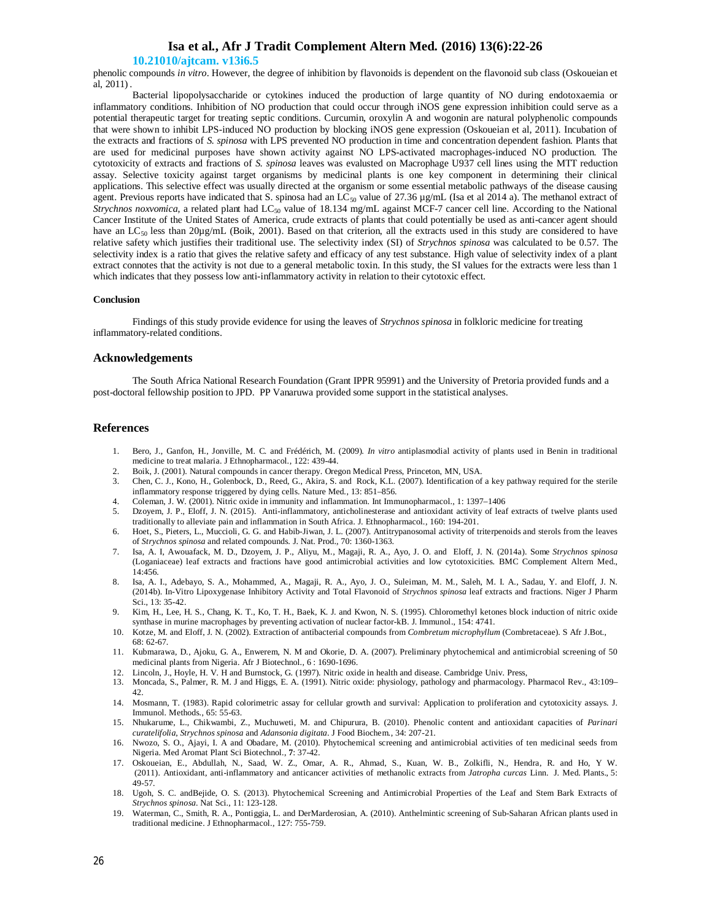phenolic compounds *in vitro*. However, the degree of inhibition by flavonoids is dependent on the flavonoid sub class (Oskoueian et al, 2011).

Bacterial lipopolysaccharide or cytokines induced the production of large quantity of NO during endotoxaemia or inflammatory conditions. Inhibition of NO production that could occur through iNOS gene expression inhibition could serve as a potential therapeutic target for treating septic conditions. Curcumin, oroxylin A and wogonin are natural polyphenolic compounds that were shown to inhibit LPS-induced NO production by blocking iNOS gene expression (Oskoueian et al, 2011). Incubation of the extracts and fractions of *S. spinosa* with LPS prevented NO production in time and concentration dependent fashion. Plants that are used for medicinal purposes have shown activity against NO LPS-activated macrophages-induced NO production. The cytotoxicity of extracts and fractions of *S. spinosa* leaves was evalusted on Macrophage U937 cell lines using the MTT reduction assay. Selective toxicity against target organisms by medicinal plants is one key component in determining their clinical applications. This selective effect was usually directed at the organism or some essential metabolic pathways of the disease causing agent. Previous reports have indicated that S. spinosa had an $LC_{50}$ value of 27.36 µg/mL (Isa et al 2014 a). The methanol extract of *Strychnos noxvomica*, a related plant had $LC_{50}$ value of 18.134 mg/mL against MCF-7 cancer cell line. According to the National Cancer Institute of the United States of America, crude extracts of plants that could potentially be used as anti-cancer agent should have an $LC_{50}$ less than 20µg/mL (Boik, 2001). Based on that criterion, all the extracts used in this study are considered to have relative safety which justifies their traditional use. The selectivity index (SI) of *Strychnos spinosa* was calculated to be 0.57. The selectivity index is a ratio that gives the relative safety and efficacy of any test substance. High value of selectivity index of a plant extract connotes that the activity is not due to a general metabolic toxin. In this study, the SI values for the extracts were less than 1 which indicates that they possess low anti-inflammatory activity in relation to their cytotoxic effect.

#### Conclusion

Findings of this study provide evidence for using the leaves of *Strychnos spinosa* in folkloric medicine for treating inflammatory-related conditions.

### Acknowledgements

The South Africa National Research Foundation (Grant IPPR 95991) and the University of Pretoria provided funds and a post-doctoral fellowship position to JPD. PP Vanaruwa provided some support in the statistical analyses.

### References

1. Bero, J., Ganfon, H., Jonville, M. C. and Frédérich, M. (2009). *In vitro* antiplasmodial activity of plants used in Benin in traditional medicine to treat malaria. J Ethnopharmacol., 122: 439-44.
2. Boik, J. (2001). Natural compounds in cancer therapy. Oregon Medical Press, Princeton, MN, USA.
3. Chen, C. J., Kono, H., Golenbock, D., Reed, G., Akira, S. and Rock, K.L. (2007). Identification of a key pathway required for the sterile inflammatory response triggered by dying cells. Nature Med., 13: 851–856.
4. Coleman, J. W. (2001). Nitric oxide in immunity and inflammation. Int Immunopharmacol., 1: 1397–1406
5. Dzoyem, J. P., Eloff, J. N. (2015). Anti-inflammatory, anticholinesterase and antioxidant activity of leaf extracts of twelve plants used traditionally to alleviate pain and inflammation in South Africa. J. Ethnopharmacol., 160: 194-201.
6. Hoet, S., Pieters, L., Muccioli, G. G. and Habib-Jiwan, J. L. (2007). Antitrypanosomal activity of triterpenoids and sterols from the leaves of *Strychnos spinosa* and related compounds. J. Nat. Prod., 70: 1360-1363.
7. Isa, A. I, Awouafack, M. D., Dzoyem, J. P., Aliyu, M., Magaji, R. A., Ayo, J. O. and Eloff, J. N. (2014a). Some *Strychnos spinosa* (Loganiaceae) leaf extracts and fractions have good antimicrobial activities and low cytotoxicities. BMC Complement Altern Med., 14:456.
8. Isa, A. I., Adebayo, S. A., Mohammed, A., Magaji, R. A., Ayo, J. O., Suleiman, M. M., Saleh, M. I. A., Sadau, Y. and Eloff, J. N. (2014b). In-Vitro Lipoxygenase Inhibitory Activity and Total Flavonoid of *Strychnos spinosa* leaf extracts and fractions. Niger J Pharm Sci., 13: 35-42.
9. Kim, H., Lee, H. S., Chang, K. T., Ko, T. H., Baek, K. J. and Kwon, N. S. (1995). Chloromethyl ketones block induction of nitric oxide synthase in murine macrophages by preventing activation of nuclear factor-kB. J. Immunol., 154: 4741.
10. Kotze, M. and Eloff, J. N. (2002). Extraction of antibacterial compounds from *Combretum microphyllum* (Combretaceae). S Afr J.Bot., 68: 62-67.
11. Kubmarawa, D., Ajoku, G. A., Enwerem, N. M and Okorie, D. A. (2007). Preliminary phytochemical and antimicrobial screening of 50 medicinal plants from Nigeria. Afr J Biotechnol., 6 : 1690-1696.
12. Lincoln, J., Hoyle, H. V. H and Burnstock, G. (1997). Nitric oxide in health and disease. Cambridge Univ. Press,
13. Moncada, S., Palmer, R. M. J and Higgs, E. A. (1991). Nitric oxide: physiology, pathology and pharmacology. Pharmacol Rev., 43:109–42.
14. Mosmann, T. (1983). Rapid colorimetric assay for cellular growth and survival: Application to proliferation and cytotoxicity assays. J. Immunol. Methods., 65: 55-63.
15. Nhukarume, L., Chikwambi, Z., Muchuweti, M. and Chipurura, B. (2010). Phenolic content and antioxidant capacities of *Parinari curatelifolia*, *Strychnos spinosa* and *Adansonia digitata*. J Food Biochem., 34: 207-21.
16. Nwozo, S. O., Ajayi, I. A and Obadare, M. (2010). Phytochemical screening and antimicrobial activities of ten medicinal seeds from Nigeria. Med Aromat Plant Sci Biotechnol., **7**: 37-42.
17. Oskoueian, E., Abdullah, N., Saad, W. Z., Omar, A. R., Ahmad, S., Kuan, W. B., Zolkifli, N., Hendra, R. and Ho, Y W. (2011). Antioxidant, anti-inflammatory and anticancer activities of methanolic extracts from *Jatropha curcas* Linn. J. Med. Plants., 5: 49-57.
18. Ugoh, S. C. andBejide, O. S. (2013). Phytochemical Screening and Antimicrobial Properties of the Leaf and Stem Bark Extracts of *Strychnos spinosa*. Nat Sci., 11: 123-128.
19. Waterman, C., Smith, R. A., Pontiggia, L. and DerMarderosian, A. (2010). Anthelmintic screening of Sub-Saharan African plants used in traditional medicine. J Ethnopharmacol., 127: 755-759.